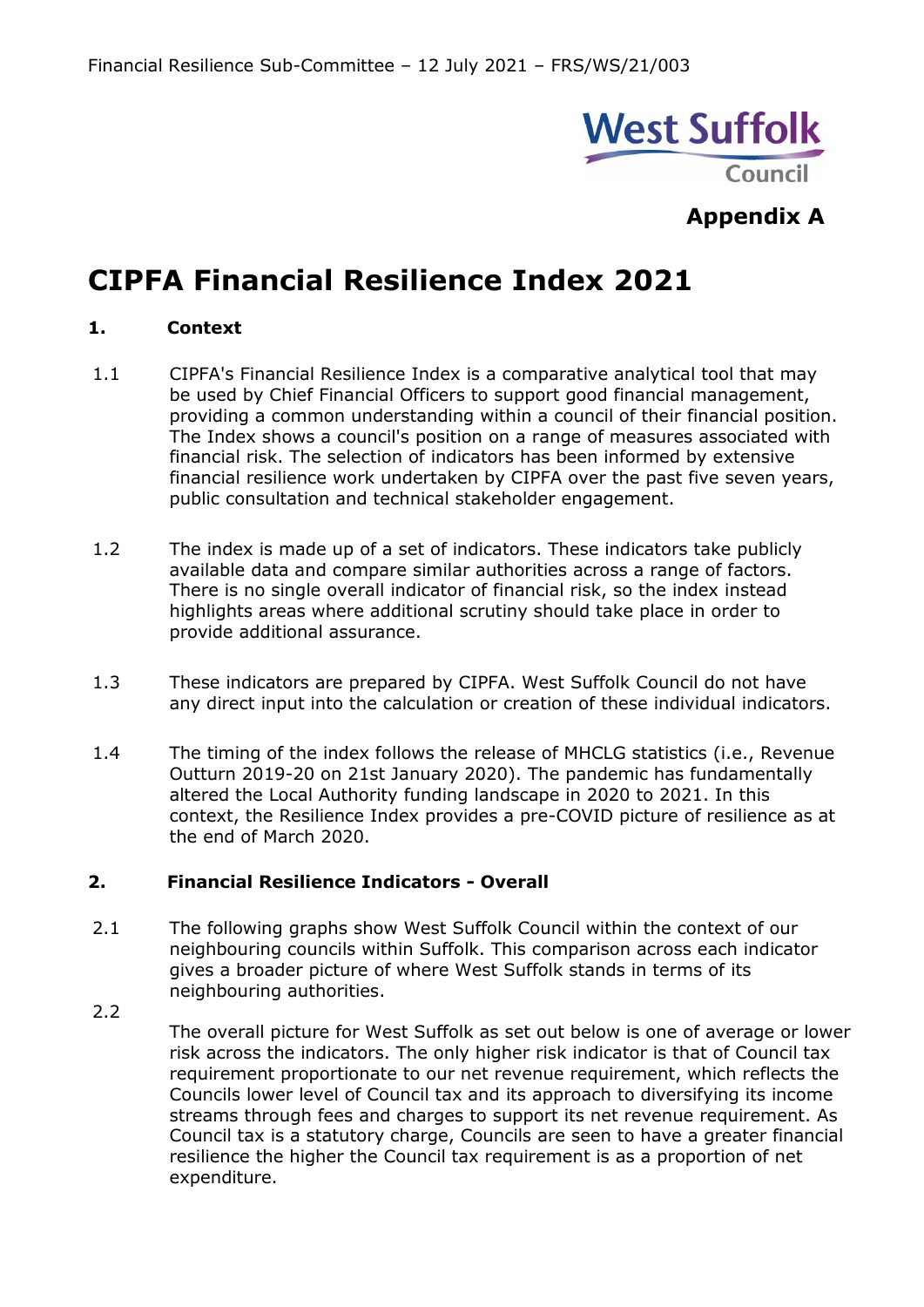Appendix A

# CIPFA Financial Resilience Index 2021

## 1. Context

1.1 CIPFA's Financial Resilience Index is a comparative analytical tool that may be used by Chief Financial Officers to support good financial management, providing a common understanding within a council of their financial position. The Index shows a council's position on a range of measures associated with financial risk. The selection of indicators has been informed by extensive financial resilience work undertaken by CIPFA over the past five seven years, public consultation and technical stakeholder engagement.

1.2 The index is made up of a set of indicators. These indicators take publicly available data and compare similar authorities across a range of factors. There is no single overall indicator of financial risk, so the index instead highlights areas where additional scrutiny should take place in order to provide additional assurance.

1.3 These indicators are prepared by CIPFA. West Suffolk Council do not have any direct input into the calculation or creation of these individual indicators.

1.4 The timing of the index follows the release of MHCLG statistics (i.e., Revenue Outturn 2019-20 on 21st January 2020). The pandemic has fundamentally altered the Local Authority funding landscape in 2020 to 2021. In this context, the Resilience Index provides a pre-COVID picture of resilience as at the end of March 2020.

## 2. Financial Resilience Indicators - Overall

2.1 The following graphs show West Suffolk Council within the context of our neighbouring councils within Suffolk. This comparison across each indicator gives a broader picture of where West Suffolk stands in terms of its neighbouring authorities.

2.2 The overall picture for West Suffolk as set out below is one of average or lower risk across the indicators. The only higher risk indicator is that of Council tax requirement proportionate to our net revenue requirement, which reflects the Councils lower level of Council tax and its approach to diversifying its income streams through fees and charges to support its net revenue requirement. As Council tax is a statutory charge, Councils are seen to have a greater financial resilience the higher the Council tax requirement is as a proportion of net expenditure.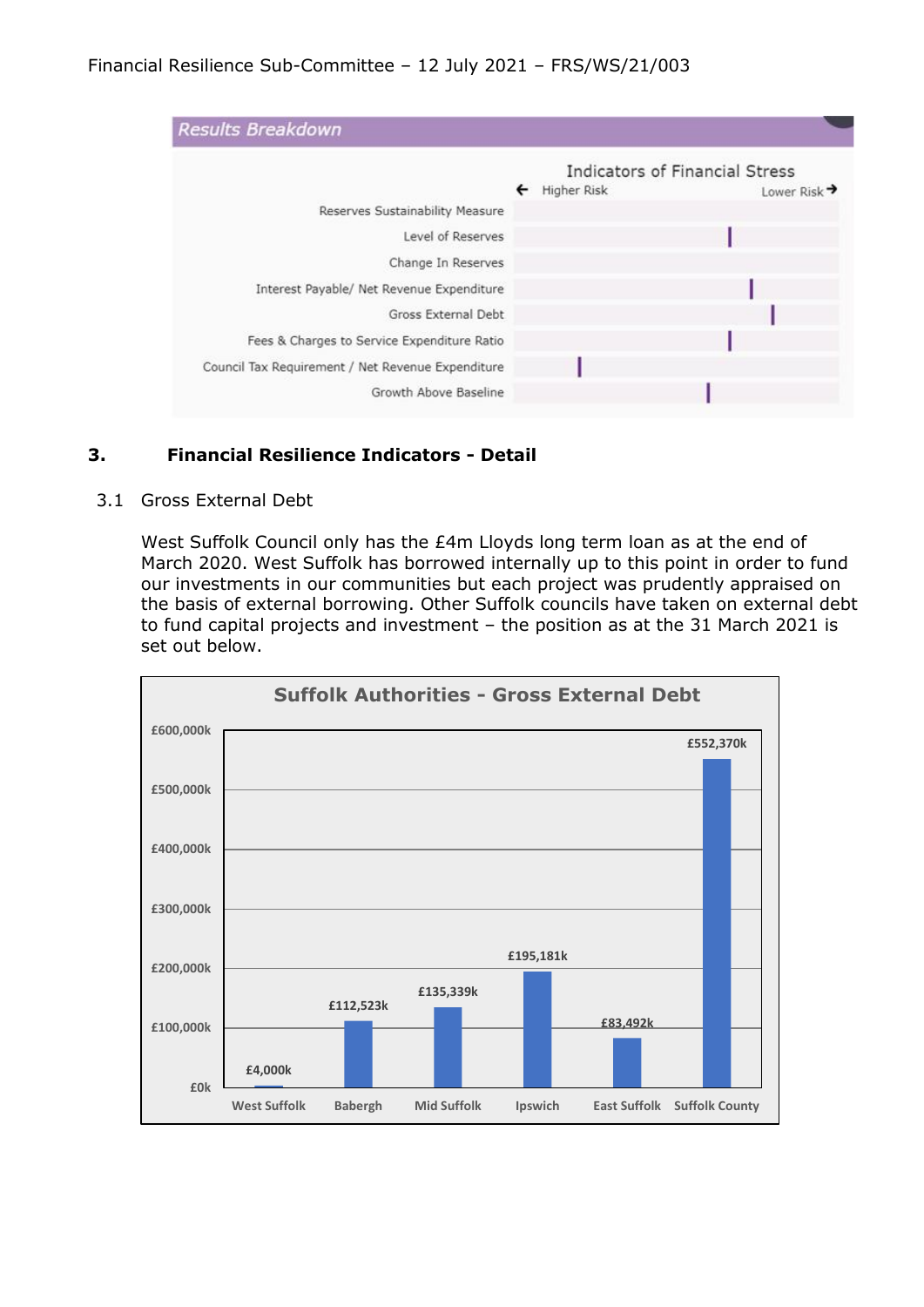## Results Breakdown

Indicators of Financial Stress

← Higher Risk | Lower Risk →

- Reserves Sustainability Measure
- Level of Reserves
- Change In Reserves
- Interest Payable/ Net Revenue Expenditure
- Gross External Debt
- Fees & Charges to Service Expenditure Ratio
- Council Tax Requirement / Net Revenue Expenditure
- Growth Above Baseline

## 3. Financial Resilience Indicators - Detail

### 3.1 Gross External Debt

West Suffolk Council only has the £4m Lloyds long term loan as at the end of March 2020. West Suffolk has borrowed internally up to this point in order to fund our investments in our communities but each project was prudently appraised on the basis of external borrowing. Other Suffolk councils have taken on external debt to fund capital projects and investment – the position as at the 31 March 2021 is set out below.

**Suffolk Authorities - Gross External Debt**

| Authority | Gross External Debt |
| --- | --- |
| West Suffolk | £4,000k |
| Babergh | £112,523k |
| Mid Suffolk | £135,339k |
| Ipswich | £195,181k |
| East Suffolk | £83,492k |
| Suffolk County | £552,370k |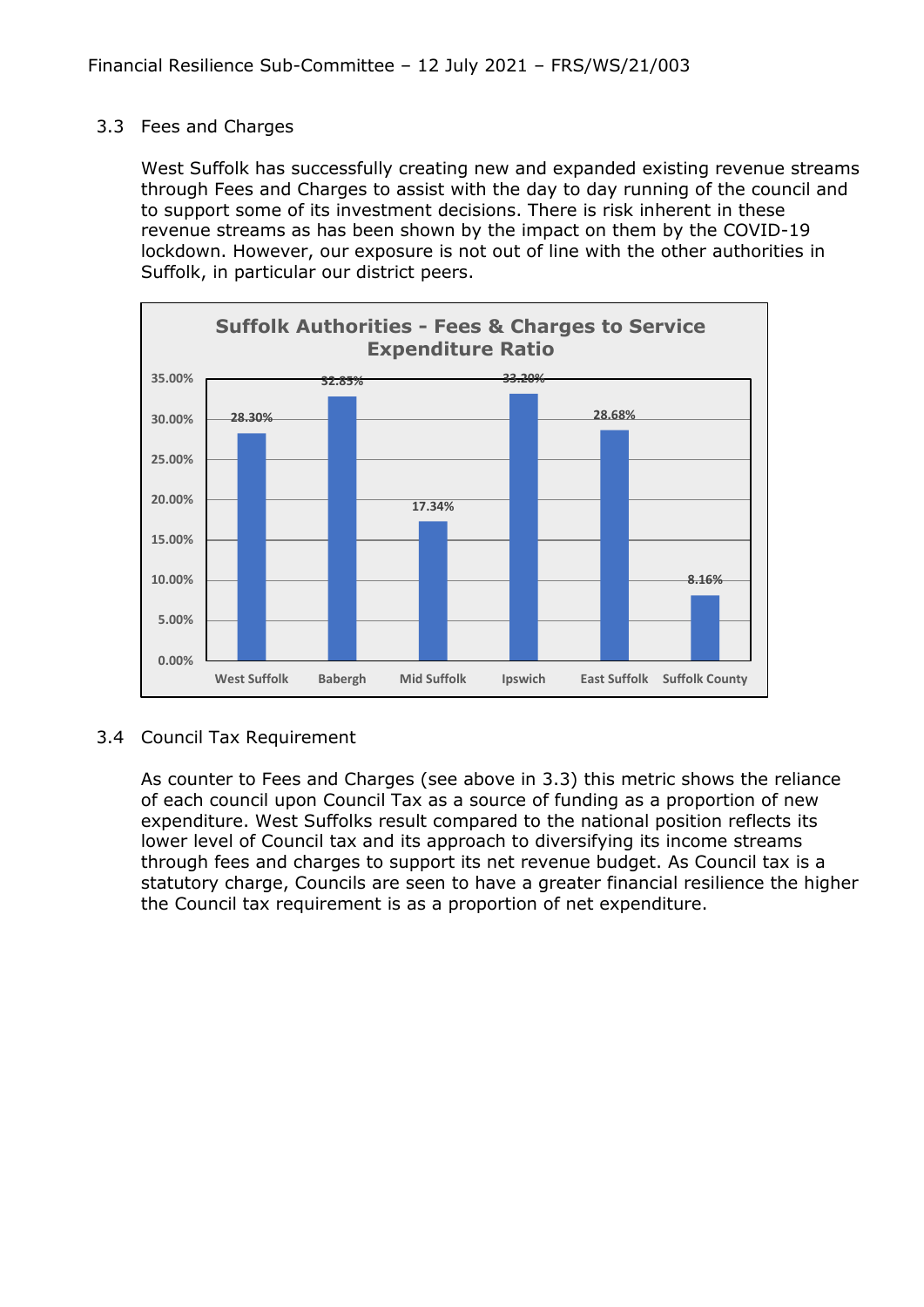## 3.3 Fees and Charges

West Suffolk has successfully creating new and expanded existing revenue streams through Fees and Charges to assist with the day to day running of the council and to support some of its investment decisions. There is risk inherent in these revenue streams as has been shown by the impact on them by the COVID-19 lockdown. However, our exposure is not out of line with the other authorities in Suffolk, in particular our district peers.

**Suffolk Authorities - Fees & Charges to Service Expenditure Ratio**

| Authority | Ratio |
| --- | --- |
| West Suffolk | 28.30% |
| Babergh | 32.85% |
| Mid Suffolk | 17.34% |
| Ipswich | 33.20% |
| East Suffolk | 28.68% |
| Suffolk County | 8.16% |

## 3.4 Council Tax Requirement

As counter to Fees and Charges (see above in 3.3) this metric shows the reliance of each council upon Council Tax as a source of funding as a proportion of new expenditure. West Suffolks result compared to the national position reflects its lower level of Council tax and its approach to diversifying its income streams through fees and charges to support its net revenue budget. As Council tax is a statutory charge, Councils are seen to have a greater financial resilience the higher the Council tax requirement is as a proportion of net expenditure.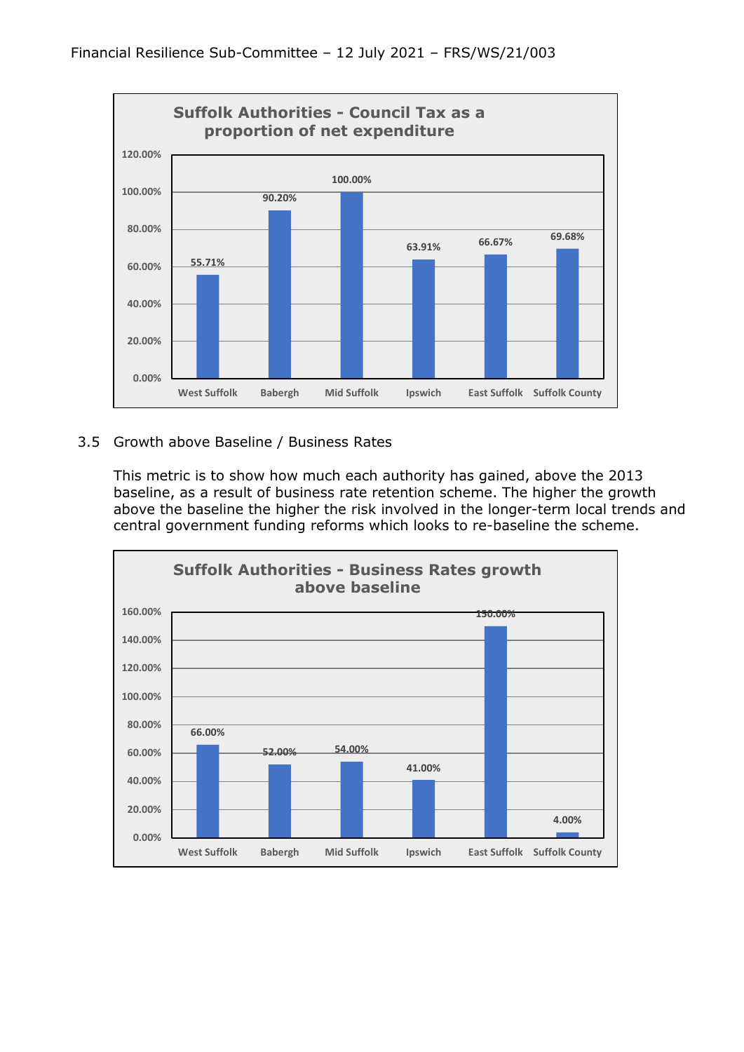**Suffolk Authorities - Council Tax as a proportion of net expenditure**

| Authority | Council Tax as a proportion of net expenditure |
| --- | --- |
| West Suffolk | 55.71% |
| Babergh | 90.20% |
| Mid Suffolk | 100.00% |
| Ipswich | 63.91% |
| East Suffolk | 66.67% |
| Suffolk County | 69.68% |

3.5 Growth above Baseline / Business Rates

This metric is to show how much each authority has gained, above the 2013 baseline, as a result of business rate retention scheme. The higher the growth above the baseline the higher the risk involved in the longer-term local trends and central government funding reforms which looks to re-baseline the scheme.

**Suffolk Authorities - Business Rates growth above baseline**

| Authority | Business Rates growth above baseline |
| --- | --- |
| West Suffolk | 66.00% |
| Babergh | 52.00% |
| Mid Suffolk | 54.00% |
| Ipswich | 41.00% |
| East Suffolk | 150.00% |
| Suffolk County | 4.00% |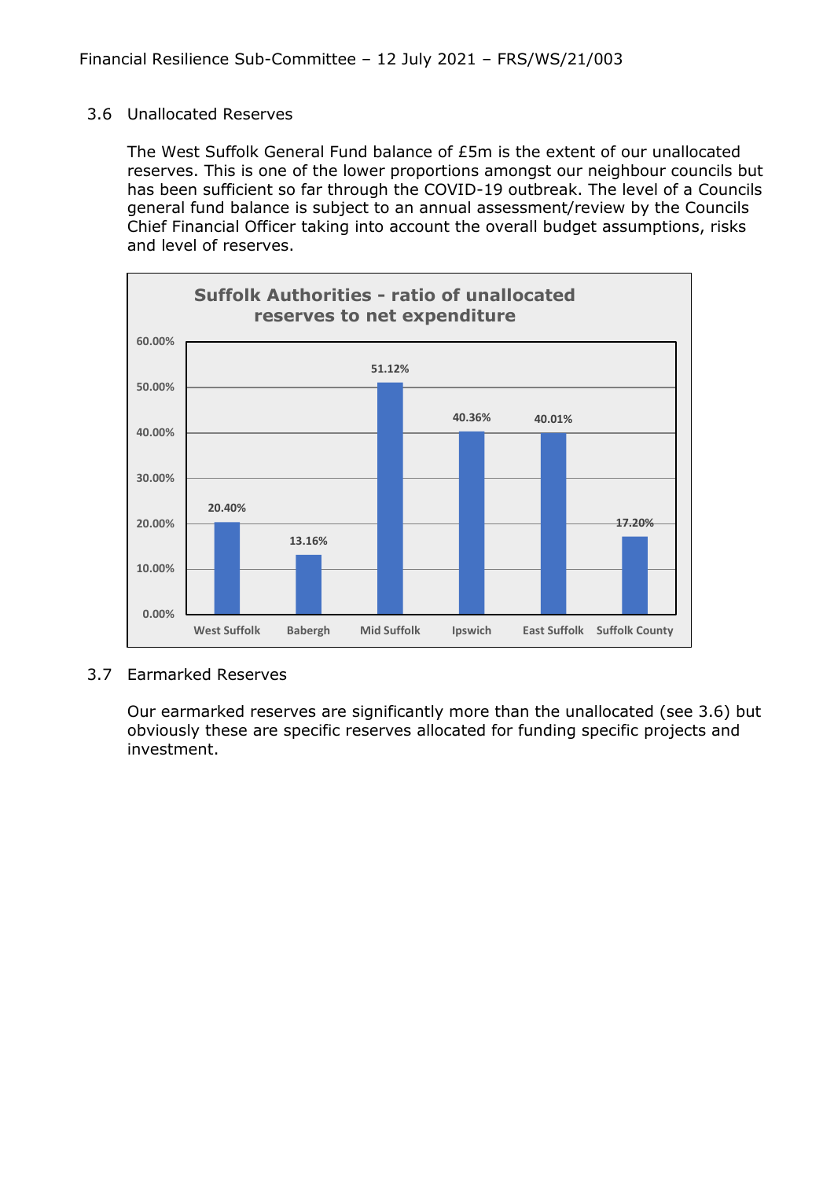### 3.6 Unallocated Reserves

The West Suffolk General Fund balance of £5m is the extent of our unallocated reserves. This is one of the lower proportions amongst our neighbour councils but has been sufficient so far through the COVID-19 outbreak. The level of a Councils general fund balance is subject to an annual assessment/review by the Councils Chief Financial Officer taking into account the overall budget assumptions, risks and level of reserves.

**Suffolk Authorities - ratio of unallocated reserves to net expenditure**

| Authority | Ratio |
|---|---|
| West Suffolk | 20.40% |
| Babergh | 13.16% |
| Mid Suffolk | 51.12% |
| Ipswich | 40.36% |
| East Suffolk | 40.01% |
| Suffolk County | 17.20% |

### 3.7 Earmarked Reserves

Our earmarked reserves are significantly more than the unallocated (see 3.6) but obviously these are specific reserves allocated for funding specific projects and investment.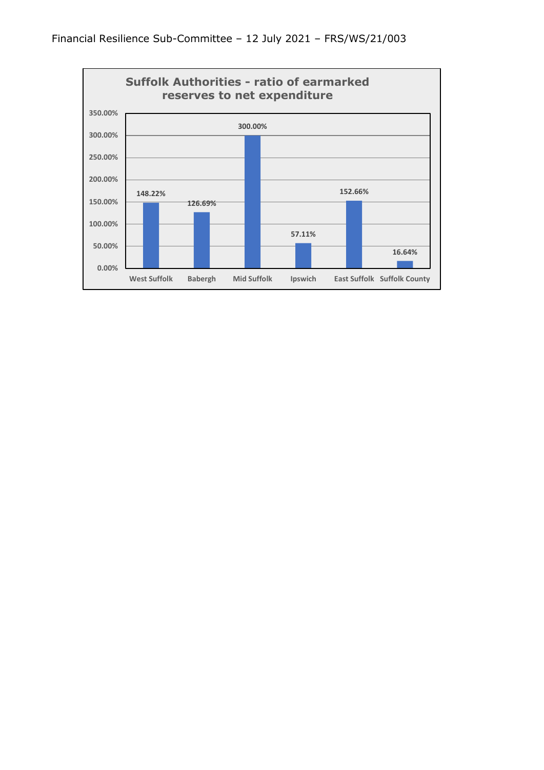Suffolk Authorities - ratio of earmarked reserves to net expenditure

350.00%
300.00%
250.00%
200.00%
150.00%
100.00%
50.00%
0.00%

148.22%
126.69%
300.00%
57.11%
152.66%
16.64%

West Suffolk
Babergh
Mid Suffolk
Ipswich
East Suffolk
Suffolk County